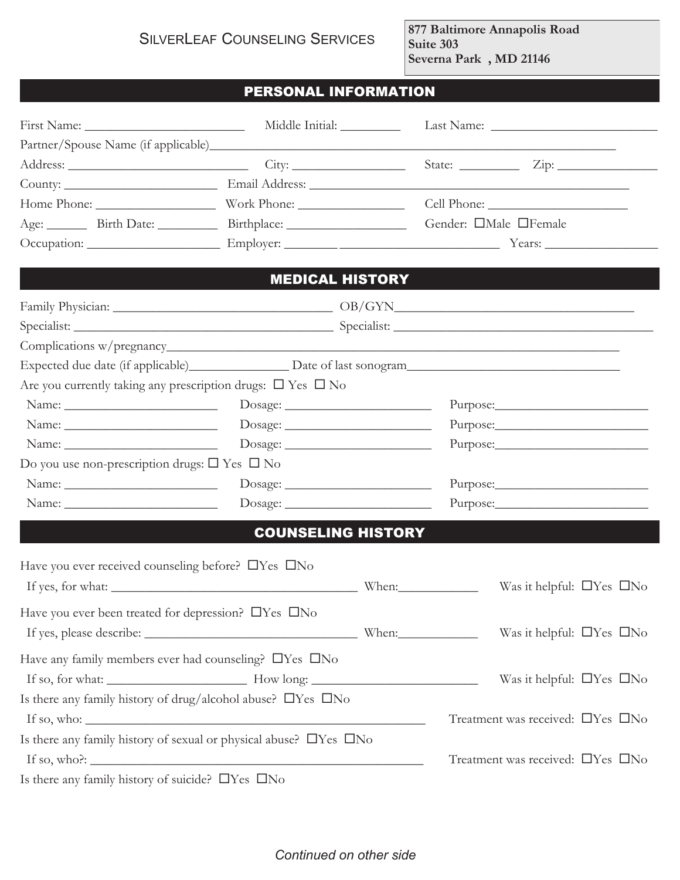# SilverLeaf Counseling Services

**877 Baltimore Annapolis Road**
**Suite 303**
**Severna Park , MD 21146**

## PERSONAL INFORMATION

First Name: ________________________ Middle Initial: _________ Last Name: __________________________

Partner/Spouse Name (if applicable)______________________________________________________________

Address: ____________________________ City: _________________ State: _________ Zip: _______________

County: ________________________ Email Address: ________________________________________________

Home Phone: __________________ Work Phone: ________________ Cell Phone: _____________________

Age: ______ Birth Date: _________ Birthplace: __________________ Gender: ☐Male ☐Female

Occupation: _____________________ Employer: ________ ________________________ Years: _________________

## MEDICAL HISTORY

Family Physician: __________________________________ OB/GYN____________________________________

Specialist: ________________________________________ Specialist: ________________________________________

Complications w/pregnancy_________________________________________________________________________

Expected due date (if applicable)_______________ Date of last sonogram________________________________

Are you currently taking any prescription drugs: ☐ Yes ☐ No

Name: ________________________ Dosage: _______________________ Purpose:________________________

Name: ________________________ Dosage: _______________________ Purpose:________________________

Name: ________________________ Dosage: _______________________ Purpose:________________________

Do you use non-prescription drugs: ☐ Yes ☐ No

Name: ________________________ Dosage: _______________________ Purpose:________________________

Name: ________________________ Dosage: _______________________ Purpose:________________________

## COUNSELING HISTORY

Have you ever received counseling before? ☐Yes ☐No

If yes, for what: ______________________________________ When:____________ Was it helpful: ☐Yes ☐No

Have you ever been treated for depression? ☐Yes ☐No

If yes, please describe: _________________________________ When:____________ Was it helpful: ☐Yes ☐No

Have any family members ever had counseling? ☐Yes ☐No

If so, for what: ______________________ How long: __________________________ Was it helpful: ☐Yes ☐No

Is there any family history of drug/alcohol abuse? ☐Yes ☐No

If so, who: ______________________________________________________ Treatment was received: ☐Yes ☐No

Is there any family history of sexual or physical abuse? ☐Yes ☐No

If so, who?: _____________________________________________________ Treatment was received: ☐Yes ☐No

Is there any family history of suicide? ☐Yes ☐No

*Continued on other side*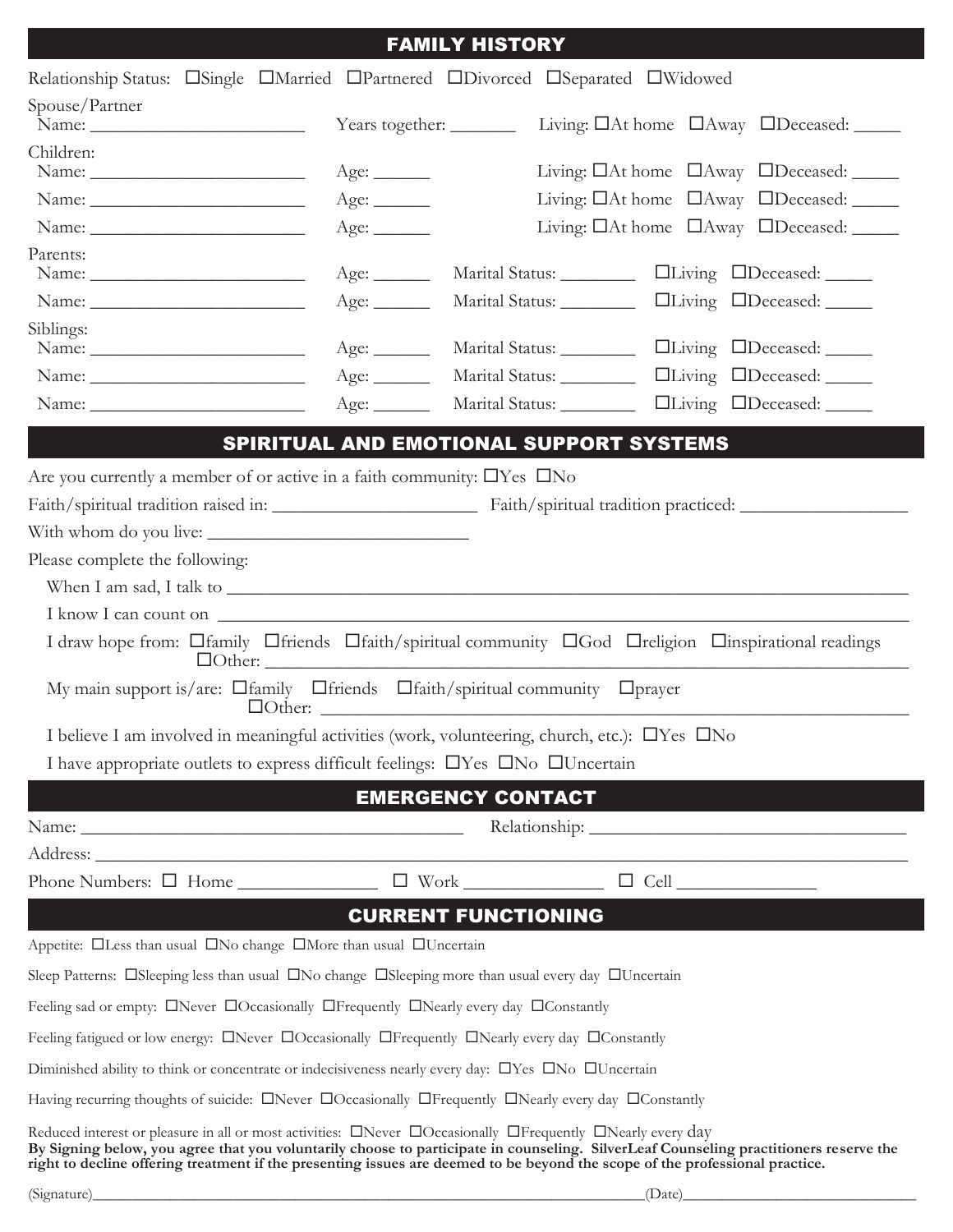## FAMILY HISTORY

Relationship Status: ☐Single ☐Married ☐Partnered ☐Divorced ☐Separated ☐Widowed

Spouse/Partner
Name: ________________________ Years together: _______ Living: ☐At home ☐Away ☐Deceased: _____

Children:
Name: ________________________ Age: ______ Living: ☐At home ☐Away ☐Deceased: _____
Name: ________________________ Age: ______ Living: ☐At home ☐Away ☐Deceased: _____
Name: ________________________ Age: ______ Living: ☐At home ☐Away ☐Deceased: _____

Parents:
Name: ________________________ Age: ______ Marital Status: ________ ☐Living ☐Deceased: _____
Name: ________________________ Age: ______ Marital Status: ________ ☐Living ☐Deceased: _____

Siblings:
Name: ________________________ Age: ______ Marital Status: ________ ☐Living ☐Deceased: _____
Name: ________________________ Age: ______ Marital Status: ________ ☐Living ☐Deceased: _____
Name: ________________________ Age: ______ Marital Status: ________ ☐Living ☐Deceased: _____

## SPIRITUAL AND EMOTIONAL SUPPORT SYSTEMS

Are you currently a member of or active in a faith community: ☐Yes ☐No

Faith/spiritual tradition raised in: ______________________ Faith/spiritual tradition practiced: _________________

With whom do you live: ____________________________

Please complete the following:

When I am sad, I talk to ____________________________________________________________

I know I can count on ____________________________________________________________

I draw hope from: ☐family ☐friends ☐faith/spiritual community ☐God ☐religion ☐inspirational readings ☐Other: ____________________________________________

My main support is/are: ☐family ☐friends ☐faith/spiritual community ☐prayer ☐Other: ____________________________________________

I believe I am involved in meaningful activities (work, volunteering, church, etc.): ☐Yes ☐No

I have appropriate outlets to express difficult feelings: ☐Yes ☐No ☐Uncertain

## EMERGENCY CONTACT

Name: ________________________________________ Relationship: ________________________________

Address: ____________________________________________________________________________

Phone Numbers: ☐ Home _______________ ☐ Work _______________ ☐ Cell _______________

## CURRENT FUNCTIONING

Appetite: ☐Less than usual ☐No change ☐More than usual ☐Uncertain

Sleep Patterns: ☐Sleeping less than usual ☐No change ☐Sleeping more than usual every day ☐Uncertain

Feeling sad or empty: ☐Never ☐Occasionally ☐Frequently ☐Nearly every day ☐Constantly

Feeling fatigued or low energy: ☐Never ☐Occasionally ☐Frequently ☐Nearly every day ☐Constantly

Diminished ability to think or concentrate or indecisiveness nearly every day: ☐Yes ☐No ☐Uncertain

Having recurring thoughts of suicide: ☐Never ☐Occasionally ☐Frequently ☐Nearly every day ☐Constantly

Reduced interest or pleasure in all or most activities: ☐Never ☐Occasionally ☐Frequently ☐Nearly every day

**By Signing below, you agree that you voluntarily choose to participate in counseling. SilverLeaf Counseling practitioners reserve the right to decline offering treatment if the presenting issues are deemed to be beyond the scope of the professional practice.**

(Signature)__________________________________________________________________(Date)____________________________